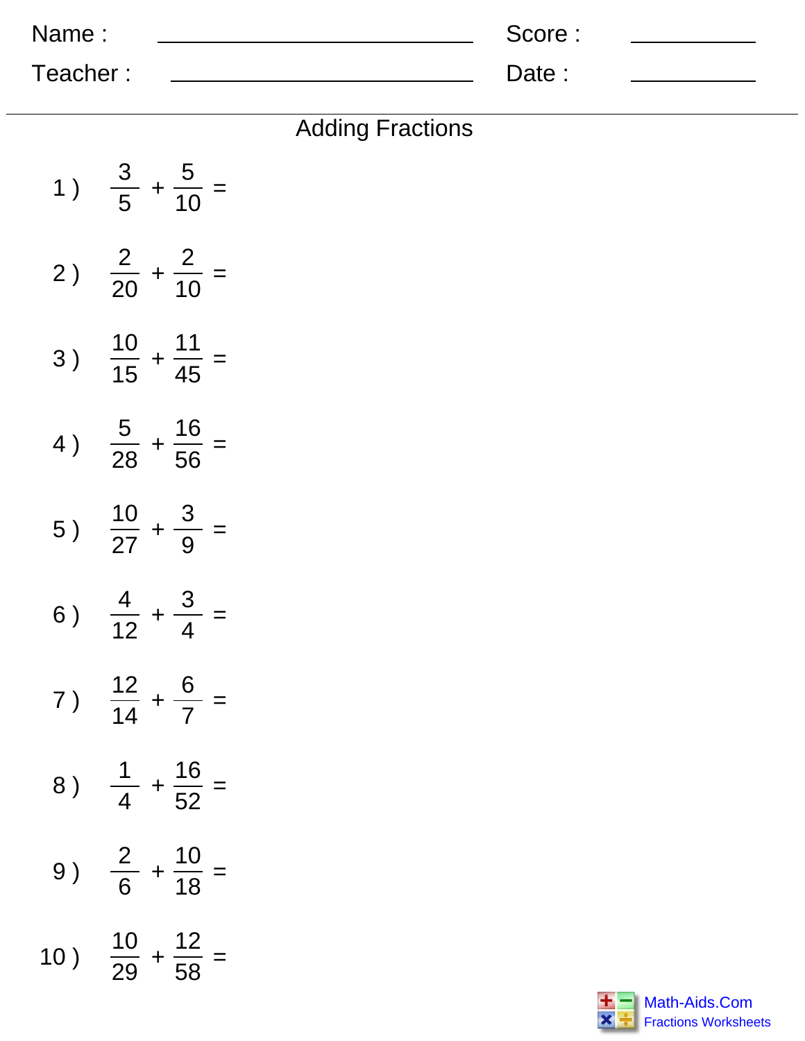Name : ______________________ Score : __________

Teacher : ______________________ Date : __________

## Adding Fractions

1 ) $\frac{3}{5} + \frac{5}{10} =$

2 ) $\frac{2}{20} + \frac{2}{10} =$

3 ) $\frac{10}{15} + \frac{11}{45} =$

4 ) $\frac{5}{28} + \frac{16}{56} =$

5 ) $\frac{10}{27} + \frac{3}{9} =$

6 ) $\frac{4}{12} + \frac{3}{4} =$

7 ) $\frac{12}{14} + \frac{6}{7} =$

8 ) $\frac{1}{4} + \frac{16}{52} =$

9 ) $\frac{2}{6} + \frac{10}{18} =$

10 ) $\frac{10}{29} + \frac{12}{58} =$

Math-Aids.Com
Fractions Worksheets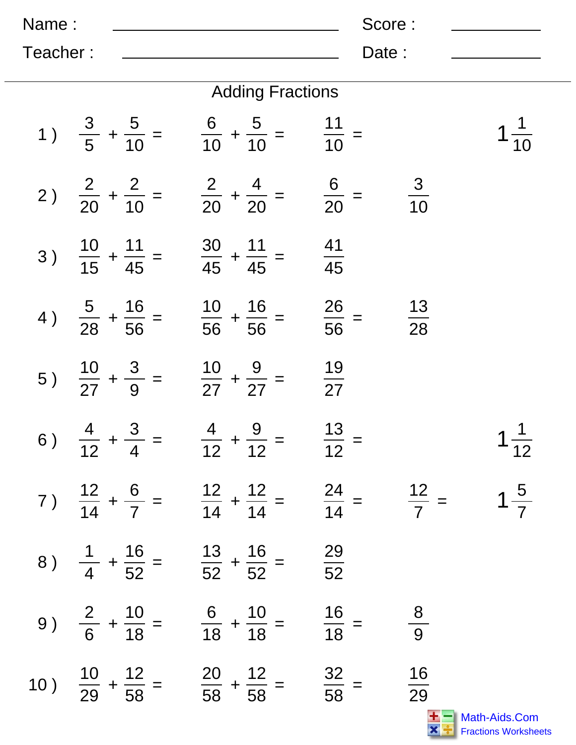Name : ______________________ Score : __________

Teacher : ______________________ Date : __________

## Adding Fractions

1 ) $\frac{3}{5} + \frac{5}{10} = \frac{6}{10} + \frac{5}{10} = \frac{11}{10} = 1\frac{1}{10}$

2 ) $\frac{2}{20} + \frac{2}{10} = \frac{2}{20} + \frac{4}{20} = \frac{6}{20} = \frac{3}{10}$

3 ) $\frac{10}{15} + \frac{11}{45} = \frac{30}{45} + \frac{11}{45} = \frac{41}{45}$

4 ) $\frac{5}{28} + \frac{16}{56} = \frac{10}{56} + \frac{16}{56} = \frac{26}{56} = \frac{13}{28}$

5 ) $\frac{10}{27} + \frac{3}{9} = \frac{10}{27} + \frac{9}{27} = \frac{19}{27}$

6 ) $\frac{4}{12} + \frac{3}{4} = \frac{4}{12} + \frac{9}{12} = \frac{13}{12} = 1\frac{1}{12}$

7 ) $\frac{12}{14} + \frac{6}{7} = \frac{12}{14} + \frac{12}{14} = \frac{24}{14} = \frac{12}{7} = 1\frac{5}{7}$

8 ) $\frac{1}{4} + \frac{16}{52} = \frac{13}{52} + \frac{16}{52} = \frac{29}{52}$

9 ) $\frac{2}{6} + \frac{10}{18} = \frac{6}{18} + \frac{10}{18} = \frac{16}{18} = \frac{8}{9}$

10 ) $\frac{10}{29} + \frac{12}{58} = \frac{20}{58} + \frac{12}{58} = \frac{32}{58} = \frac{16}{29}$

Math-Aids.Com
Fractions Worksheets